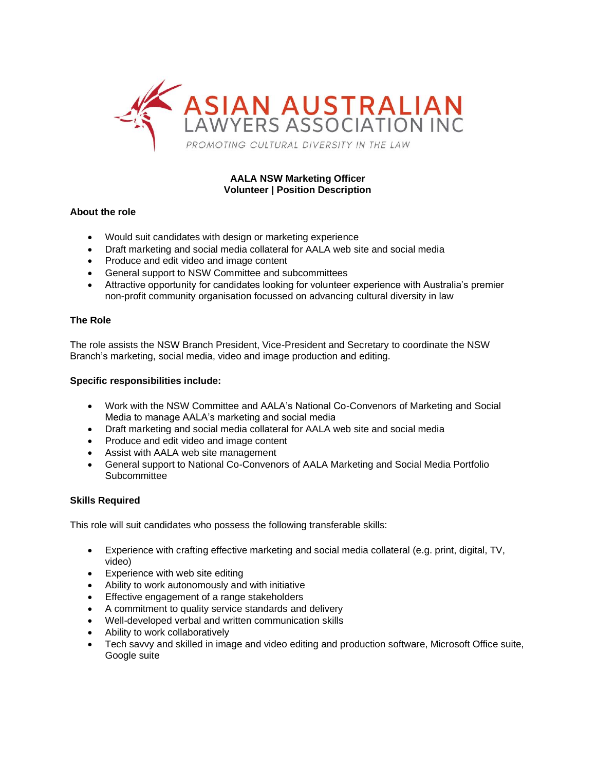ASIAN AUSTRALIAN LAWYERS ASSOCIATION INC

*PROMOTING CULTURAL DIVERSITY IN THE LAW*

**AALA NSW Marketing Officer**
**Volunteer | Position Description**

### About the role

- Would suit candidates with design or marketing experience
- Draft marketing and social media collateral for AALA web site and social media
- Produce and edit video and image content
- General support to NSW Committee and subcommittees
- Attractive opportunity for candidates looking for volunteer experience with Australia's premier non-profit community organisation focussed on advancing cultural diversity in law

### The Role

The role assists the NSW Branch President, Vice-President and Secretary to coordinate the NSW Branch's marketing, social media, video and image production and editing.

### Specific responsibilities include:

- Work with the NSW Committee and AALA's National Co-Convenors of Marketing and Social Media to manage AALA's marketing and social media
- Draft marketing and social media collateral for AALA web site and social media
- Produce and edit video and image content
- Assist with AALA web site management
- General support to National Co-Convenors of AALA Marketing and Social Media Portfolio Subcommittee

### Skills Required

This role will suit candidates who possess the following transferable skills:

- Experience with crafting effective marketing and social media collateral (e.g. print, digital, TV, video)
- Experience with web site editing
- Ability to work autonomously and with initiative
- Effective engagement of a range stakeholders
- A commitment to quality service standards and delivery
- Well-developed verbal and written communication skills
- Ability to work collaboratively
- Tech savvy and skilled in image and video editing and production software, Microsoft Office suite, Google suite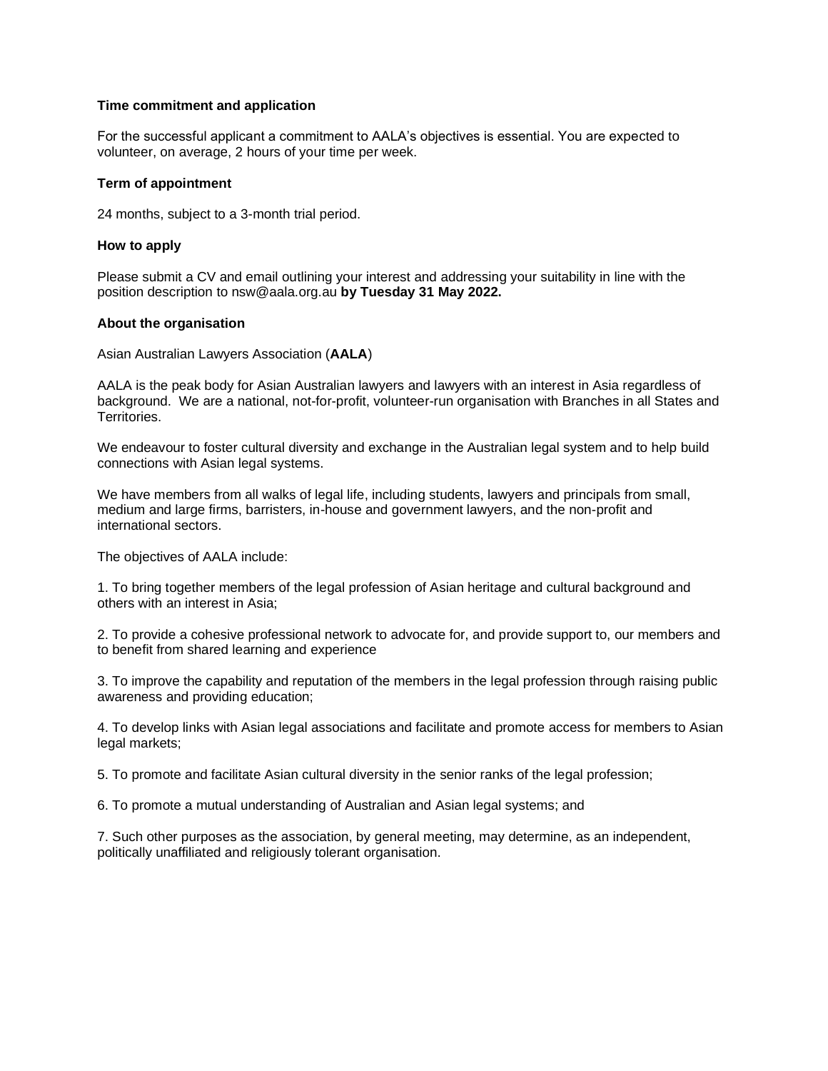**Time commitment and application**

For the successful applicant a commitment to AALA's objectives is essential. You are expected to volunteer, on average, 2 hours of your time per week.

**Term of appointment**

24 months, subject to a 3-month trial period.

**How to apply**

Please submit a CV and email outlining your interest and addressing your suitability in line with the position description to nsw@aala.org.au **by Tuesday 31 May 2022.**

**About the organisation**

Asian Australian Lawyers Association (**AALA**)

AALA is the peak body for Asian Australian lawyers and lawyers with an interest in Asia regardless of background. We are a national, not-for-profit, volunteer-run organisation with Branches in all States and Territories.

We endeavour to foster cultural diversity and exchange in the Australian legal system and to help build connections with Asian legal systems.

We have members from all walks of legal life, including students, lawyers and principals from small, medium and large firms, barristers, in-house and government lawyers, and the non-profit and international sectors.

The objectives of AALA include:

1. To bring together members of the legal profession of Asian heritage and cultural background and others with an interest in Asia;

2. To provide a cohesive professional network to advocate for, and provide support to, our members and to benefit from shared learning and experience

3. To improve the capability and reputation of the members in the legal profession through raising public awareness and providing education;

4. To develop links with Asian legal associations and facilitate and promote access for members to Asian legal markets;

5. To promote and facilitate Asian cultural diversity in the senior ranks of the legal profession;

6. To promote a mutual understanding of Australian and Asian legal systems; and

7. Such other purposes as the association, by general meeting, may determine, as an independent, politically unaffiliated and religiously tolerant organisation.